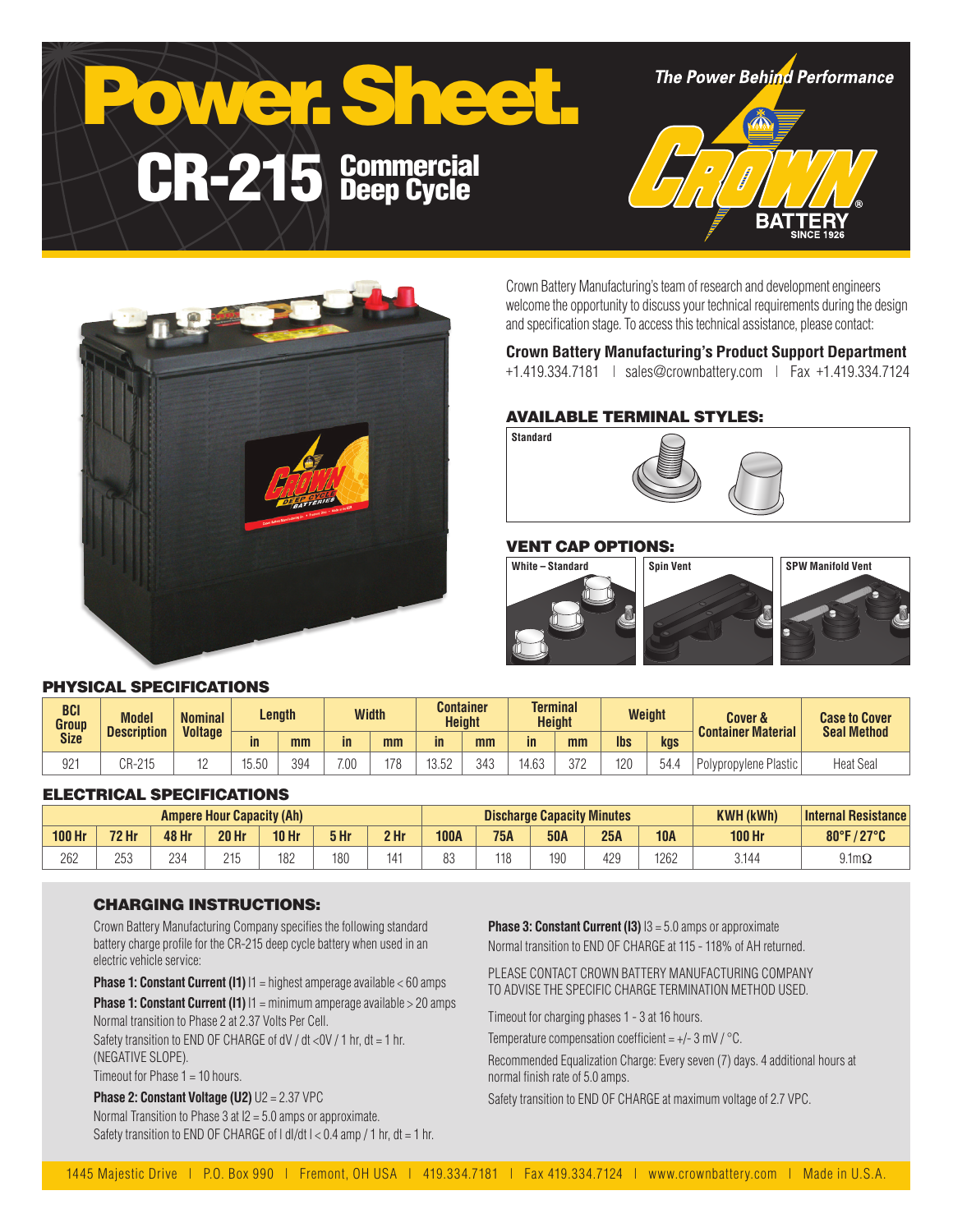# Power. Sheet.

## CR-215 Commercial Deep Cycle

*The Power Behind Performance*

CROWN BATTERY SINCE 1926

Crown Battery Manufacturing's team of research and development engineers welcome the opportunity to discuss your technical requirements during the design and specification stage. To access this technical assistance, please contact:

**Crown Battery Manufacturing's Product Support Department**
+1.419.334.7181 | sales@crownbattery.com | Fax +1.419.334.7124

### AVAILABLE TERMINAL STYLES:

Standard

### VENT CAP OPTIONS:

White – Standard | Spin Vent | SPW Manifold Vent

### PHYSICAL SPECIFICATIONS

| BCI Group Size | Model Description | Nominal Voltage | Length | | Width | | Container Height | | Terminal Height | | Weight | | Cover & Container Material | Case to Cover Seal Method |
|---|---|---|---|---|---|---|---|---|---|---|---|---|---|---|
| | | | in | mm | in | mm | in | mm | in | mm | lbs | kgs | | |
| 921 | CR-215 | 12 | 15.50 | 394 | 7.00 | 178 | 13.52 | 343 | 14.63 | 372 | 120 | 54.4 | Polypropylene Plastic | Heat Seal |

### ELECTRICAL SPECIFICATIONS

| Ampere Hour Capacity (Ah) | | | | | | | Discharge Capacity Minutes | | | | | KWH (kWh) | Internal Resistance |
|---|---|---|---|---|---|---|---|---|---|---|---|---|---|
| 100 Hr | 72 Hr | 48 Hr | 20 Hr | 10 Hr | 5 Hr | 2 Hr | 100A | 75A | 50A | 25A | 10A | 100 Hr | 80°F / 27°C |
| 262 | 253 | 234 | 215 | 182 | 180 | 141 | 83 | 118 | 190 | 429 | 1262 | 3.144 | 9.1mΩ |

### CHARGING INSTRUCTIONS:

Crown Battery Manufacturing Company specifies the following standard battery charge profile for the CR-215 deep cycle battery when used in an electric vehicle service:

**Phase 1: Constant Current (I1)** I1 = highest amperage available < 60 amps

**Phase 1: Constant Current (I1)** I1 = minimum amperage available > 20 amps

Normal transition to Phase 2 at 2.37 Volts Per Cell.

Safety transition to END OF CHARGE of dV / dt <0V / 1 hr, dt = 1 hr. (NEGATIVE SLOPE).

Timeout for Phase 1 = 10 hours.

**Phase 2: Constant Voltage (U2)** U2 = 2.37 VPC

Normal Transition to Phase 3 at I2 = 5.0 amps or approximate.

Safety transition to END OF CHARGE of I dI/dt I < 0.4 amp / 1 hr, dt = 1 hr.

**Phase 3: Constant Current (I3)** I3 = 5.0 amps or approximate

Normal transition to END OF CHARGE at 115 - 118% of AH returned.

PLEASE CONTACT CROWN BATTERY MANUFACTURING COMPANY TO ADVISE THE SPECIFIC CHARGE TERMINATION METHOD USED.

Timeout for charging phases 1 - 3 at 16 hours.

Temperature compensation coefficient = +/- 3 mV / °C.

Recommended Equalization Charge: Every seven (7) days. 4 additional hours at normal finish rate of 5.0 amps.

Safety transition to END OF CHARGE at maximum voltage of 2.7 VPC.

1445 Majestic Drive | P.O. Box 990 | Fremont, OH USA | 419.334.7181 | Fax 419.334.7124 | www.crownbattery.com | Made in U.S.A.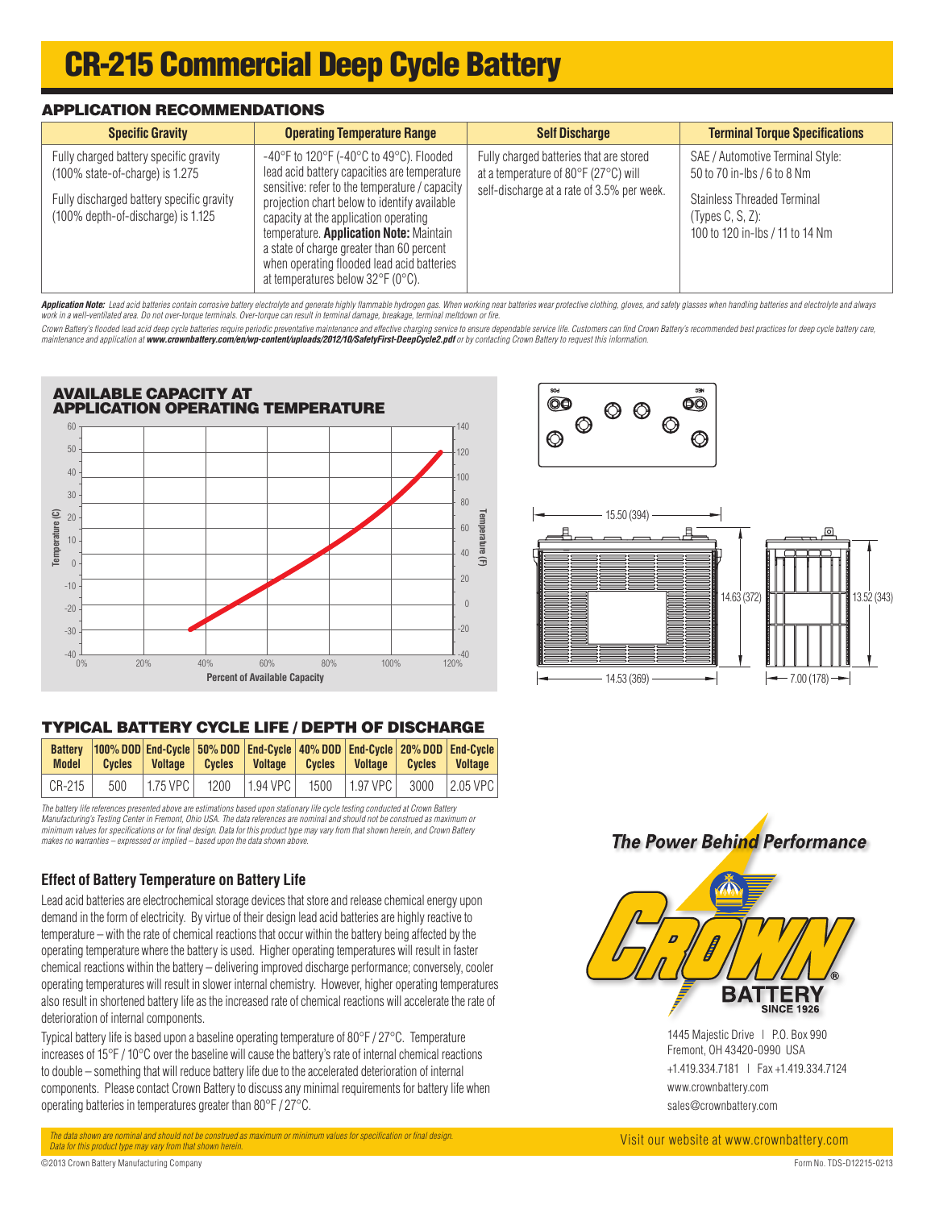# CR-215 Commercial Deep Cycle Battery

## APPLICATION RECOMMENDATIONS

| Specific Gravity | Operating Temperature Range | Self Discharge | Terminal Torque Specifications |
|---|---|---|---|
| Fully charged battery specific gravity (100% state-of-charge) is 1.275<br><br>Fully discharged battery specific gravity (100% depth-of-discharge) is 1.125 | -40°F to 120°F (-40°C to 49°C). Flooded lead acid battery capacities are temperature sensitive: refer to the temperature / capacity projection chart below to identify available capacity at the application operating temperature. **Application Note:** Maintain a state of charge greater than 60 percent when operating flooded lead acid batteries at temperatures below 32°F (0°C). | Fully charged batteries that are stored at a temperature of 80°F (27°C) will self-discharge at a rate of 3.5% per week. | SAE / Automotive Terminal Style: 50 to 70 in-lbs / 6 to 8 Nm<br><br>Stainless Threaded Terminal (Types C, S, Z): 100 to 120 in-lbs / 11 to 14 Nm |

***Application Note:*** *Lead acid batteries contain corrosive battery electrolyte and generate highly flammable hydrogen gas. When working near batteries wear protective clothing, gloves, and safety glasses when handling batteries and electrolyte and always work in a well-ventilated area. Do not over-torque terminals. Over-torque can result in terminal damage, breakage, terminal meltdown or fire.*

*Crown Battery's flooded lead acid deep cycle batteries require periodic preventative maintenance and effective charging service to ensure dependable service life. Customers can find Crown Battery's recommended best practices for deep cycle battery care, maintenance and application at **www.crownbattery.com/en/wp-content/uploads/2012/10/SafetyFirst-DeepCycle2.pdf** or by contacting Crown Battery to request this information.*

## AVAILABLE CAPACITY AT APPLICATION OPERATING TEMPERATURE

Temperature (C): 60, 50, 40, 30, 20, 10, 0, -10, -20, -30, -40
Temperature (F): 140, 120, 100, 80, 60, 40, 20, 0, -20, -40
Percent of Available Capacity: 0%, 20%, 40%, 60%, 80%, 100%, 120%

POS NEG

15.50 (394)
14.63 (372)
13.52 (343)
14.53 (369)
7.00 (178)

## TYPICAL BATTERY CYCLE LIFE / DEPTH OF DISCHARGE

| Battery Model | 100% DOD Cycles | End-Cycle Voltage | 50% DOD Cycles | End-Cycle Voltage | 40% DOD Cycles | End-Cycle Voltage | 20% DOD Cycles | End-Cycle Voltage |
|---|---|---|---|---|---|---|---|---|
| CR-215 | 500 | 1.75 VPC | 1200 | 1.94 VPC | 1500 | 1.97 VPC | 3000 | 2.05 VPC |

*The battery life references presented above are estimations based upon stationary life cycle testing conducted at Crown Battery Manufacturing's Testing Center in Fremont, Ohio USA. The data references are nominal and should not be construed as maximum or minimum values for specifications or for final design. Data for this product type may vary from that shown herein, and Crown Battery makes no warranties – expressed or implied – based upon the data shown above.*

### Effect of Battery Temperature on Battery Life

Lead acid batteries are electrochemical storage devices that store and release chemical energy upon demand in the form of electricity. By virtue of their design lead acid batteries are highly reactive to temperature – with the rate of chemical reactions that occur within the battery being affected by the operating temperature where the battery is used. Higher operating temperatures will result in faster chemical reactions within the battery – delivering improved discharge performance; conversely, cooler operating temperatures will result in slower internal chemistry. However, higher operating temperatures also result in shortened battery life as the increased rate of chemical reactions will accelerate the rate of deterioration of internal components.

Typical battery life is based upon a baseline operating temperature of 80°F / 27°C. Temperature increases of 15°F / 10°C over the baseline will cause the battery's rate of internal chemical reactions to double – something that will reduce battery life due to the accelerated deterioration of internal components. Please contact Crown Battery to discuss any minimal requirements for battery life when operating batteries in temperatures greater than 80°F / 27°C.

*The Power Behind Performance*

CROWN BATTERY SINCE 1926

1445 Majestic Drive | P.O. Box 990
Fremont, OH 43420-0990 USA
+1.419.334.7181 | Fax +1.419.334.7124
www.crownbattery.com
sales@crownbattery.com

*The data shown are nominal and should not be construed as maximum or minimum values for specification or final design. Data for this product type may vary from that shown herein.*

Visit our website at www.crownbattery.com

©2013 Crown Battery Manufacturing Company

Form No. TDS-D12215-0213